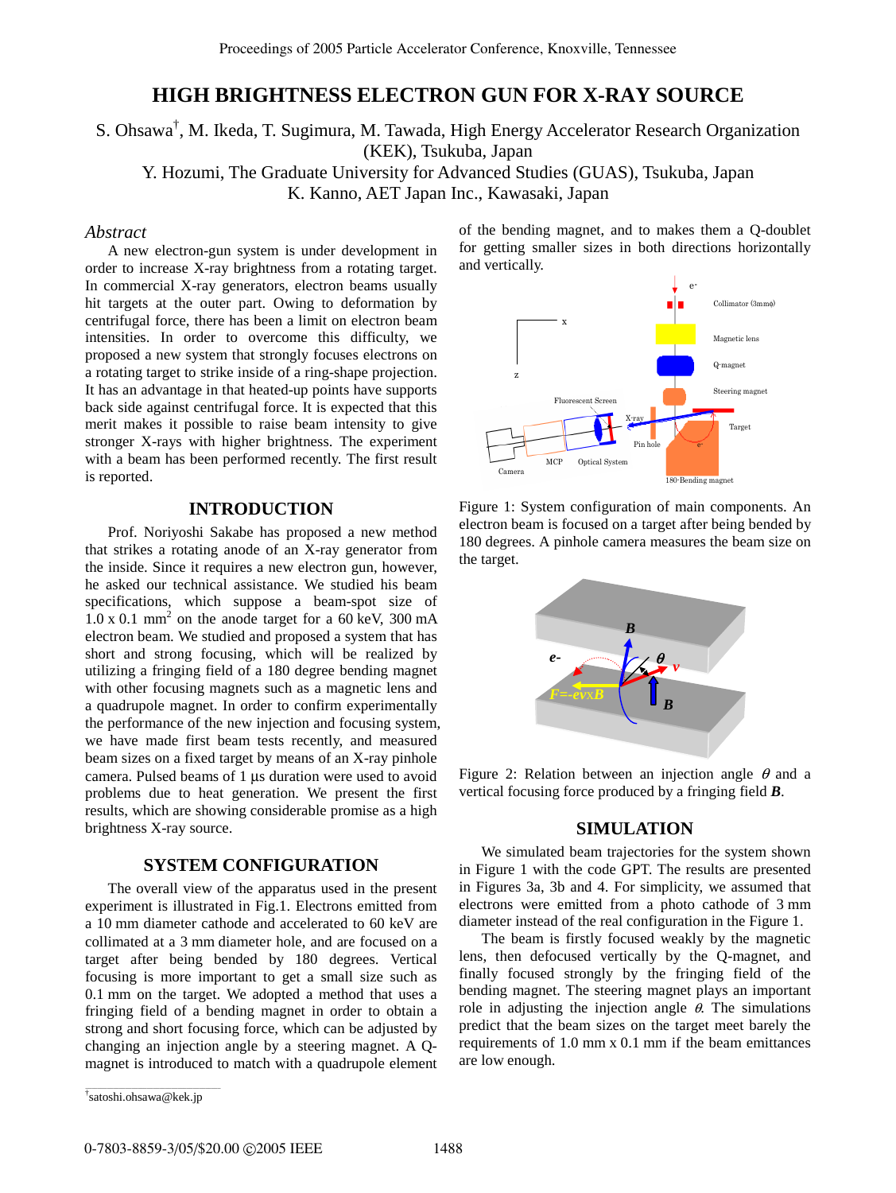# HIGH BRIGHTNESS ELECTRON GUN FOR X-RAY SOURCE

S. Ohsawa[†], M. Ikeda, T. Sugimura, M. Tawada, High Energy Accelerator Research Organization (KEK), Tsukuba, Japan
Y. Hozumi, The Graduate University for Advanced Studies (GUAS), Tsukuba, Japan
K. Kanno, AET Japan Inc., Kawasaki, Japan

## *Abstract*

A new electron-gun system is under development in order to increase X-ray brightness from a rotating target. In commercial X-ray generators, electron beams usually hit targets at the outer part. Owing to deformation by centrifugal force, there has been a limit on electron beam intensities. In order to overcome this difficulty, we proposed a new system that strongly focuses electrons on a rotating target to strike inside of a ring-shape projection. It has an advantage in that heated-up points have supports back side against centrifugal force. It is expected that this merit makes it possible to raise beam intensity to give stronger X-rays with higher brightness. The experiment with a beam has been performed recently. The first result is reported.

## INTRODUCTION

Prof. Noriyoshi Sakabe has proposed a new method that strikes a rotating anode of an X-ray generator from the inside. Since it requires a new electron gun, however, he asked our technical assistance. We studied his beam specifications, which suppose a beam-spot size of 1.0 x 0.1 mm$^2$ on the anode target for a 60 keV, 300 mA electron beam. We studied and proposed a system that has short and strong focusing, which will be realized by utilizing a fringing field of a 180 degree bending magnet with other focusing magnets such as a magnetic lens and a quadrupole magnet. In order to confirm experimentally the performance of the new injection and focusing system, we have made first beam tests recently, and measured beam sizes on a fixed target by means of an X-ray pinhole camera. Pulsed beams of 1 μs duration were used to avoid problems due to heat generation. We present the first results, which are showing considerable promise as a high brightness X-ray source.

## SYSTEM CONFIGURATION

The overall view of the apparatus used in the present experiment is illustrated in Fig.1. Electrons emitted from a 10 mm diameter cathode and accelerated to 60 keV are collimated at a 3 mm diameter hole, and are focused on a target after being bended by 180 degrees. Vertical focusing is more important to get a small size such as 0.1 mm on the target. We adopted a method that uses a fringing field of a bending magnet in order to obtain a strong and short focusing force, which can be adjusted by changing an injection angle by a steering magnet. A Q-magnet is introduced to match with a quadrupole element of the bending magnet, and to makes them a Q-doublet for getting smaller sizes in both directions horizontally and vertically.

Figure 1: System configuration of main components. An electron beam is focused on a target after being bended by 180 degrees. A pinhole camera measures the beam size on the target.

Figure 2: Relation between an injection angle $\theta$ and a vertical focusing force produced by a fringing field ***B***.

## SIMULATION

We simulated beam trajectories for the system shown in Figure 1 with the code GPT. The results are presented in Figures 3a, 3b and 4. For simplicity, we assumed that electrons were emitted from a photo cathode of 3 mm diameter instead of the real configuration in the Figure 1.

The beam is firstly focused weakly by the magnetic lens, then defocused vertically by the Q-magnet, and finally focused strongly by the fringing field of the bending magnet. The steering magnet plays an important role in adjusting the injection angle $\theta$. The simulations predict that the beam sizes on the target meet barely the requirements of 1.0 mm x 0.1 mm if the beam emittances are low enough.

[†]satoshi.ohsawa@kek.jp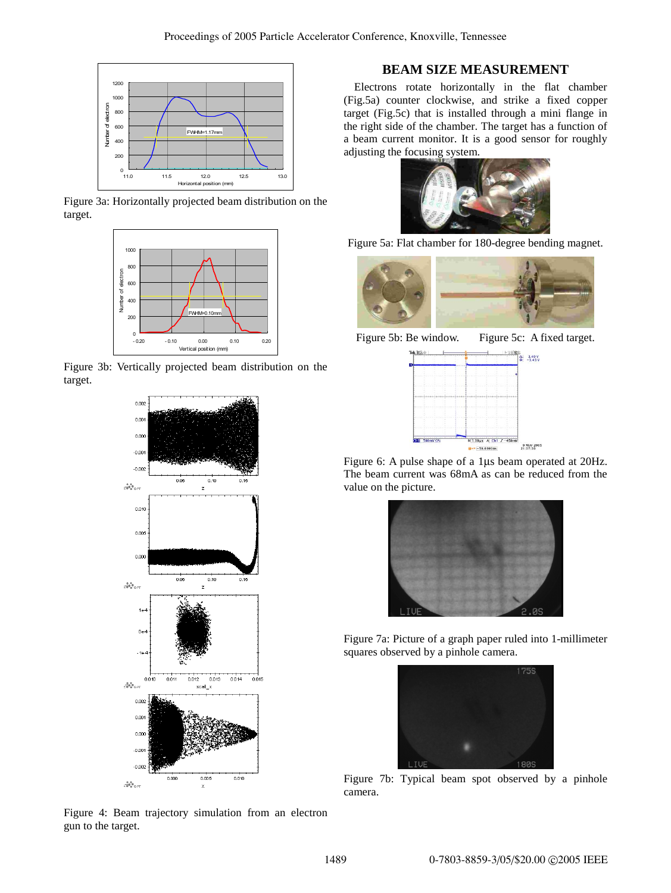Figure 3a: Horizontally projected beam distribution on the target.

Figure 3b: Vertically projected beam distribution on the target.

Figure 4: Beam trajectory simulation from an electron gun to the target.

## BEAM SIZE MEASUREMENT

Electrons rotate horizontally in the flat chamber (Fig.5a) counter clockwise, and strike a fixed copper target (Fig.5c) that is installed through a mini flange in the right side of the chamber. The target has a function of a beam current monitor. It is a good sensor for roughly adjusting the focusing system.

Figure 5a: Flat chamber for 180-degree bending magnet.

Figure 5b: Be window. Figure 5c: A fixed target.

Figure 6: A pulse shape of a 1µs beam operated at 20Hz. The beam current was 68mA as can be reduced from the value on the picture.

Figure 7a: Picture of a graph paper ruled into 1-millimeter squares observed by a pinhole camera.

Figure 7b: Typical beam spot observed by a pinhole camera.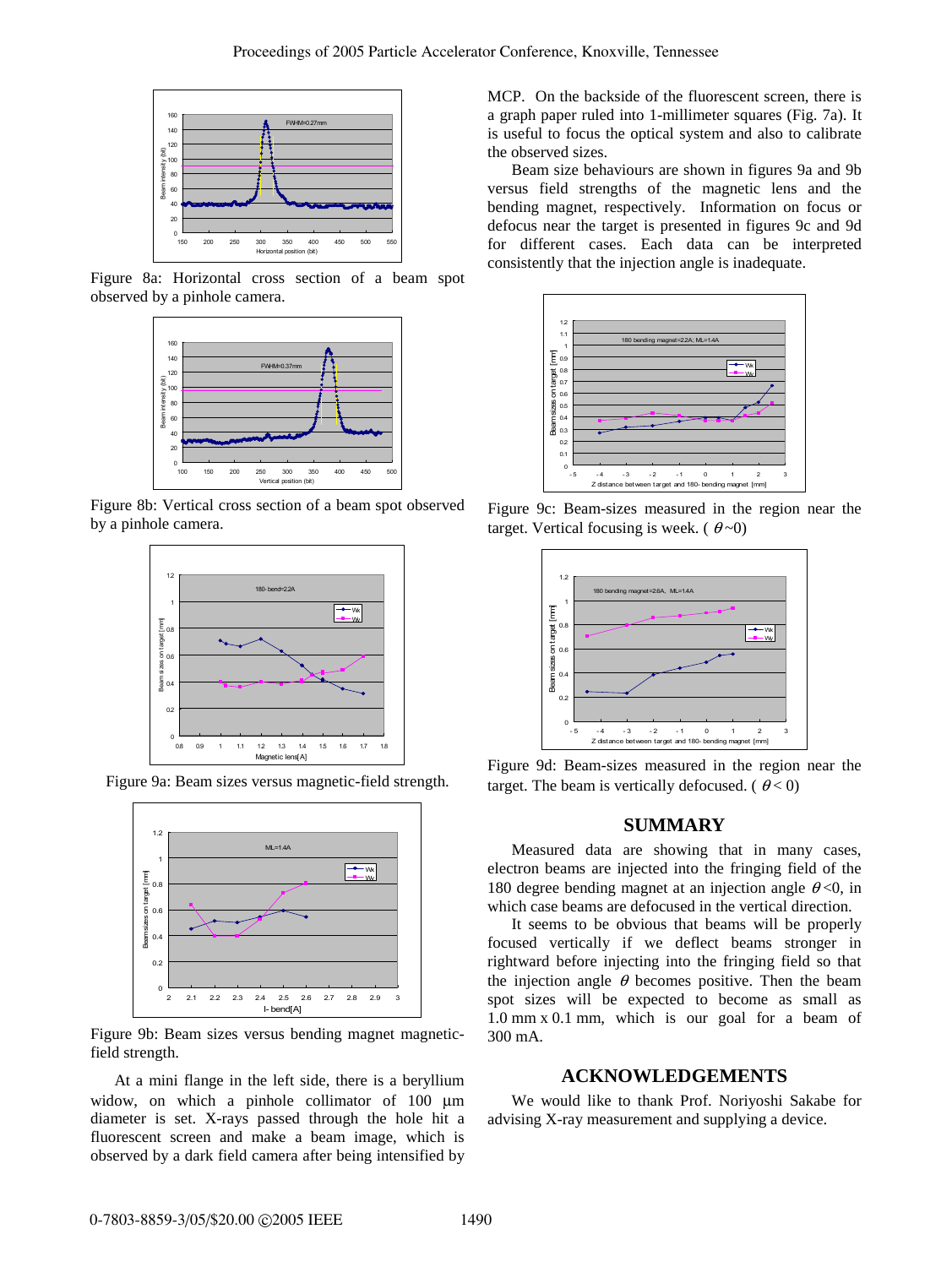160
140
120
100
80
60
40
20
0
150 200 250 300 350 400 450 500 550
Beam intensity (bit)
Horizontal position (bit)
FWHM=0.27mm

Figure 8a: Horizontal cross section of a beam spot observed by a pinhole camera.

160
140
120
100
80
60
40
20
0
100 150 200 250 300 350 400 450 500
Beam intensity (bit)
Vertical position (bit)
FWHM=0.37mm

Figure 8b: Vertical cross section of a beam spot observed by a pinhole camera.

1.2
1
0.8
0.6
0.4
0.2
0
0.8 0.9 1 1.1 1.2 1.3 1.4 1.5 1.6 1.7 1.8
180- bend=2.2A
Wx
Wy
Beam sizes on target [mm]
Magnetic lens[A]

Figure 9a: Beam sizes versus magnetic-field strength.

1.2
1
0.8
0.6
0.4
0.2
0
2 2.1 2.2 2.3 2.4 2.5 2.6 2.7 2.8 2.9 3
ML=1.4A
Wx
Wy
Beamsizes on target [mm]
I- bend[A]

Figure 9b: Beam sizes versus bending magnet magnetic-field strength.

At a mini flange in the left side, there is a beryllium widow, on which a pinhole collimator of 100 μm diameter is set. X-rays passed through the hole hit a fluorescent screen and make a beam image, which is observed by a dark field camera after being intensified by MCP. On the backside of the fluorescent screen, there is a graph paper ruled into 1-millimeter squares (Fig. 7a). It is useful to focus the optical system and also to calibrate the observed sizes.

Beam size behaviours are shown in figures 9a and 9b versus field strengths of the magnetic lens and the bending magnet, respectively. Information on focus or defocus near the target is presented in figures 9c and 9d for different cases. Each data can be interpreted consistently that the injection angle is inadequate.

1.2
1.1
1
0.9
0.8
0.7
0.6
0.5
0.4
0.3
0.2
0.1
0
- 5 - 4 - 3 - 2 - 1 0 1 2 3
180 bending magnet=2.2A; ML=1.4A
Wx
Wy
Beam sizes on target [mm]
Z distance between target and 180- bending magnet [mm]

Figure 9c: Beam-sizes measured in the region near the target. Vertical focusing is week. ( $\theta$~0)

1.2
1
0.8
0.6
0.4
0.2
0
- 5 - 4 - 3 - 2 - 1 0 1 2 3
180 bending magnet=2.6A, ML=1.4A
Wx
Wy
Beam sizes on target [mm]
Z distance between target and 180- bending magnet [mm]

Figure 9d: Beam-sizes measured in the region near the target. The beam is vertically defocused. ( $\theta < 0$)

## SUMMARY

Measured data are showing that in many cases, electron beams are injected into the fringing field of the 180 degree bending magnet at an injection angle $\theta$<0, in which case beams are defocused in the vertical direction.

It seems to be obvious that beams will be properly focused vertically if we deflect beams stronger in rightward before injecting into the fringing field so that the injection angle $\theta$ becomes positive. Then the beam spot sizes will be expected to become as small as 1.0 mm x 0.1 mm, which is our goal for a beam of 300 mA.

## ACKNOWLEDGEMENTS

We would like to thank Prof. Noriyoshi Sakabe for advising X-ray measurement and supplying a device.